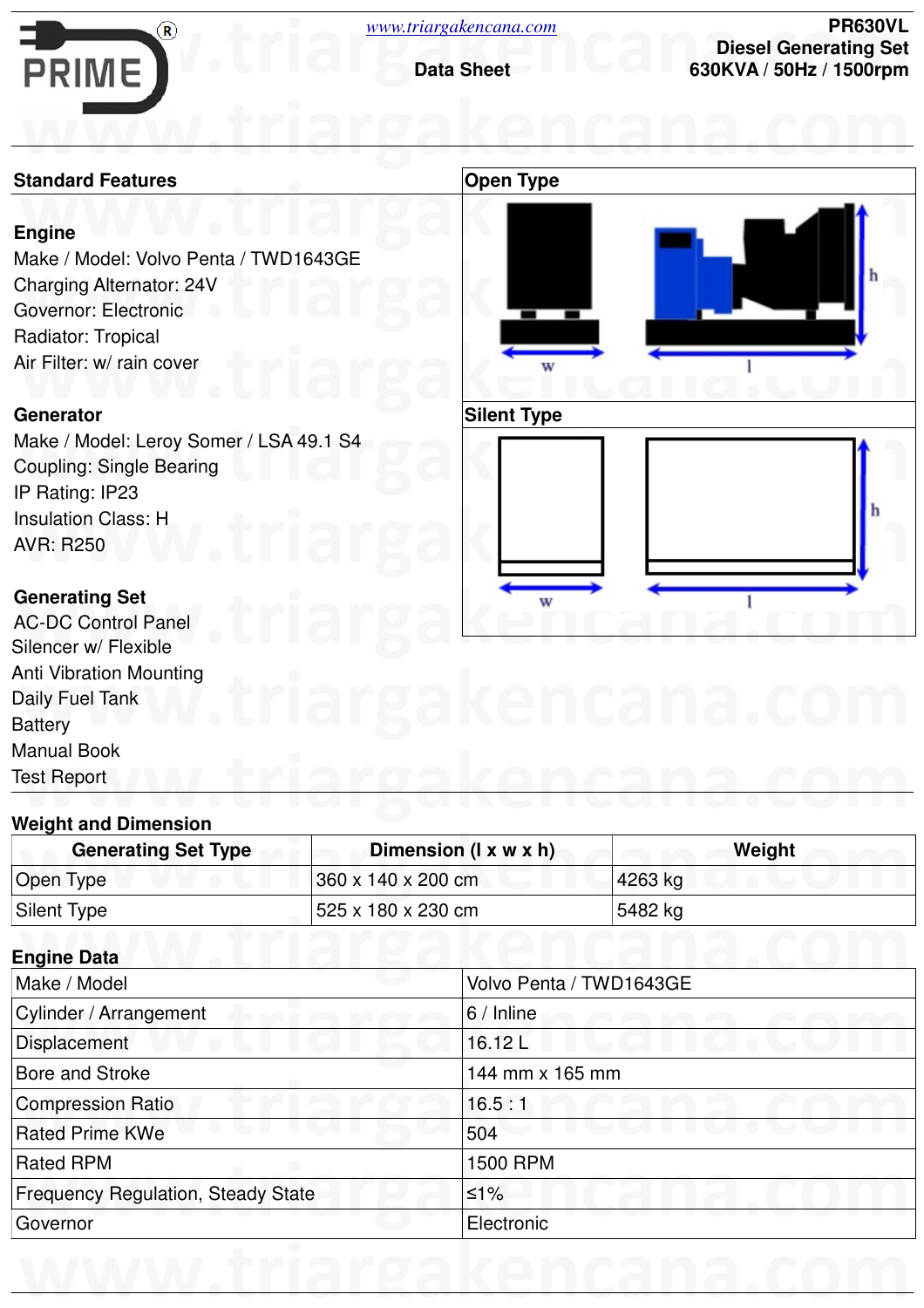www.triargakencana.com

Data Sheet

**PR630VL**
**Diesel Generating Set**
**630KVA / 50Hz / 1500rpm**

## Standard Features

### Engine

Make / Model: Volvo Penta / TWD1643GE
Charging Alternator: 24V
Governor: Electronic
Radiator: Tropical
Air Filter: w/ rain cover

### Generator

Make / Model: Leroy Somer / LSA 49.1 S4
Coupling: Single Bearing
IP Rating: IP23
Insulation Class: H
AVR: R250

### Generating Set

AC-DC Control Panel
Silencer w/ Flexible
Anti Vibration Mounting
Daily Fuel Tank
Battery
Manual Book
Test Report

## Open Type

w
l
h

## Silent Type

w
l
h

## Weight and Dimension

| Generating Set Type | Dimension (l x w x h) | Weight |
|---|---|---|
| Open Type | 360 x 140 x 200 cm | 4263 kg |
| Silent Type | 525 x 180 x 230 cm | 5482 kg |

## Engine Data

| | |
|---|---|
| Make / Model | Volvo Penta / TWD1643GE |
| Cylinder / Arrangement | 6 / Inline |
| Displacement | 16.12 L |
| Bore and Stroke | 144 mm x 165 mm |
| Compression Ratio | 16.5 : 1 |
| Rated Prime KWe | 504 |
| Rated RPM | 1500 RPM |
| Frequency Regulation, Steady State | ≤1% |
| Governor | Electronic |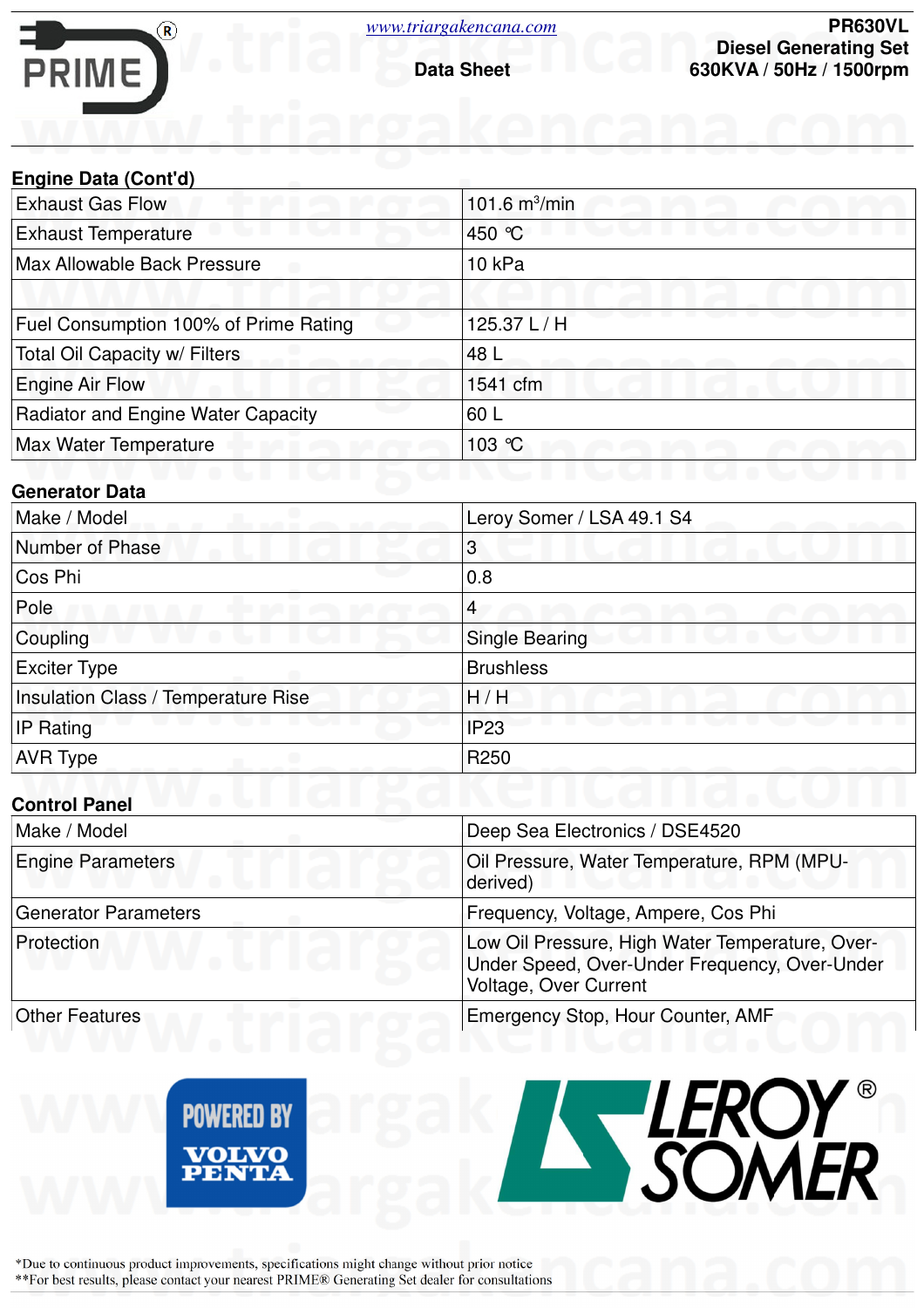## Engine Data (Cont'd)

| | |
|---|---|
| Exhaust Gas Flow | 101.6 $m^3$/min |
| Exhaust Temperature | 450 ℃ |
| Max Allowable Back Pressure | 10 kPa |
| | |
| Fuel Consumption 100% of Prime Rating | 125.37 L / H |
| Total Oil Capacity w/ Filters | 48 L |
| Engine Air Flow | 1541 cfm |
| Radiator and Engine Water Capacity | 60 L |
| Max Water Temperature | 103 ℃ |

## Generator Data

| | |
|---|---|
| Make / Model | Leroy Somer / LSA 49.1 S4 |
| Number of Phase | 3 |
| Cos Phi | 0.8 |
| Pole | 4 |
| Coupling | Single Bearing |
| Exciter Type | Brushless |
| Insulation Class / Temperature Rise | H / H |
| IP Rating | IP23 |
| AVR Type | R250 |

## Control Panel

| | |
|---|---|
| Make / Model | Deep Sea Electronics / DSE4520 |
| Engine Parameters | Oil Pressure, Water Temperature, RPM (MPU-derived) |
| Generator Parameters | Frequency, Voltage, Ampere, Cos Phi |
| Protection | Low Oil Pressure, High Water Temperature, Over-Under Speed, Over-Under Frequency, Over-Under Voltage, Over Current |
| Other Features | Emergency Stop, Hour Counter, AMF |

POWERED BY VOLVO PENTA

LEROY SOMER®

*Due to continuous product improvements, specifications might change without prior notice
**For best results, please contact your nearest PRIME® Generating Set dealer for consultations